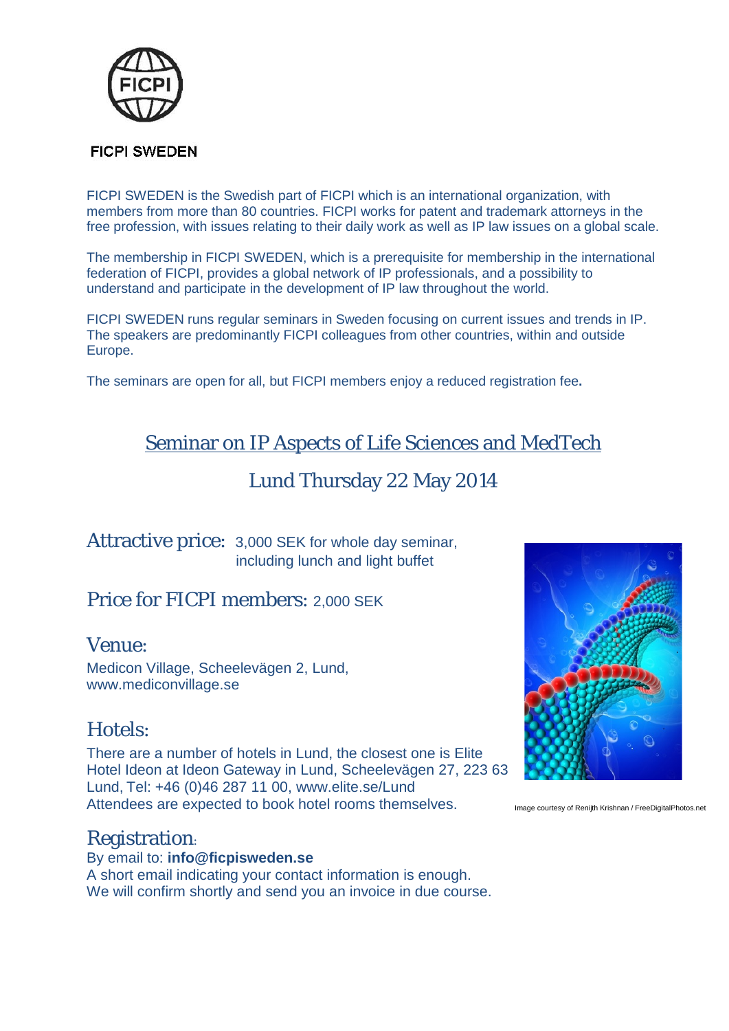FICPI SWEDEN

FICPI SWEDEN is the Swedish part of FICPI which is an international organization, with members from more than 80 countries. FICPI works for patent and trademark attorneys in the free profession, with issues relating to their daily work as well as IP law issues on a global scale.

The membership in FICPI SWEDEN, which is a prerequisite for membership in the international federation of FICPI, provides a global network of IP professionals, and a possibility to understand and participate in the development of IP law throughout the world.

FICPI SWEDEN runs regular seminars in Sweden focusing on current issues and trends in IP. The speakers are predominantly FICPI colleagues from other countries, within and outside Europe.

The seminars are open for all, but FICPI members enjoy a reduced registration fee.

# Seminar on IP Aspects of Life Sciences and MedTech

## Lund Thursday 22 May 2014

## Attractive price: 3,000 SEK for whole day seminar, including lunch and light buffet

## Price for FICPI members: 2,000 SEK

## Venue:

Medicon Village, Scheelevägen 2, Lund,
www.mediconvillage.se

## Hotels:

There are a number of hotels in Lund, the closest one is Elite Hotel Ideon at Ideon Gateway in Lund, Scheelevägen 27, 223 63 Lund, Tel: +46 (0)46 287 11 00, www.elite.se/Lund
Attendees are expected to book hotel rooms themselves.

Image courtesy of Renijth Krishnan / FreeDigitalPhotos.net

## Registration:

By email to: **info@ficpisweden.se**
A short email indicating your contact information is enough.
We will confirm shortly and send you an invoice in due course.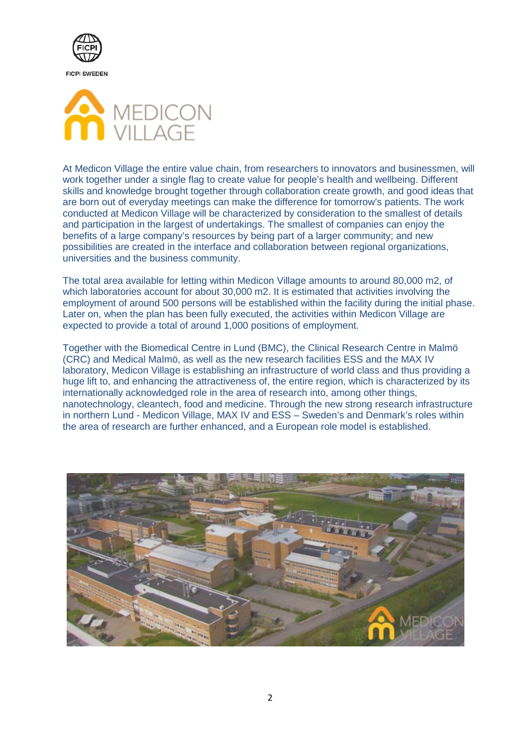FICPI SWEDEN

MEDICON VILLAGE

At Medicon Village the entire value chain, from researchers to innovators and businessmen, will work together under a single flag to create value for people's health and wellbeing. Different skills and knowledge brought together through collaboration create growth, and good ideas that are born out of everyday meetings can make the difference for tomorrow's patients. The work conducted at Medicon Village will be characterized by consideration to the smallest of details and participation in the largest of undertakings. The smallest of companies can enjoy the benefits of a large company's resources by being part of a larger community; and new possibilities are created in the interface and collaboration between regional organizations, universities and the business community.

The total area available for letting within Medicon Village amounts to around 80,000 m2, of which laboratories account for about 30,000 m2. It is estimated that activities involving the employment of around 500 persons will be established within the facility during the initial phase. Later on, when the plan has been fully executed, the activities within Medicon Village are expected to provide a total of around 1,000 positions of employment.

Together with the Biomedical Centre in Lund (BMC), the Clinical Research Centre in Malmö (CRC) and Medical Malmö, as well as the new research facilities ESS and the MAX IV laboratory, Medicon Village is establishing an infrastructure of world class and thus providing a huge lift to, and enhancing the attractiveness of, the entire region, which is characterized by its internationally acknowledged role in the area of research into, among other things, nanotechnology, cleantech, food and medicine. Through the new strong research infrastructure in northern Lund - Medicon Village, MAX IV and ESS – Sweden's and Denmark's roles within the area of research are further enhanced, and a European role model is established.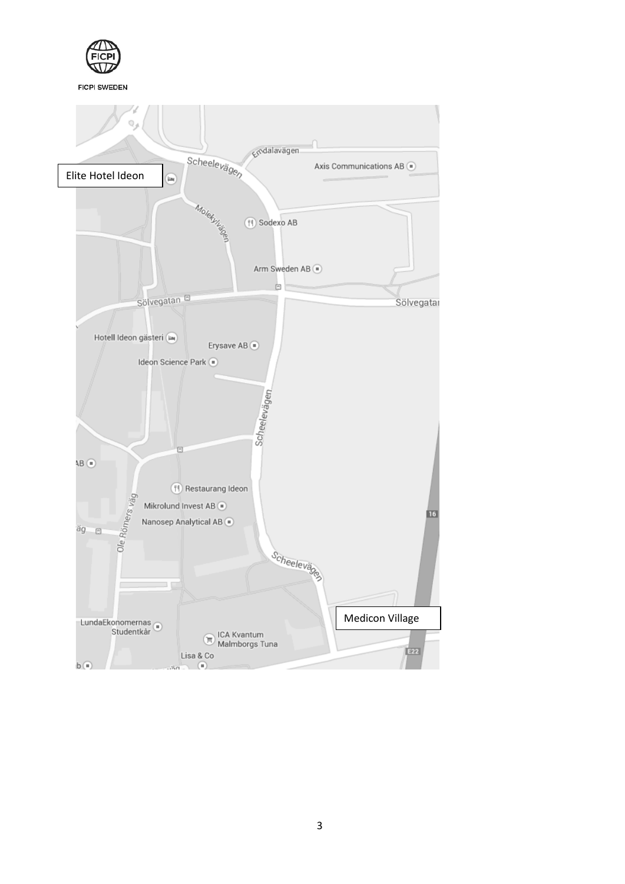Elite Hotel Ideon

Medicon Village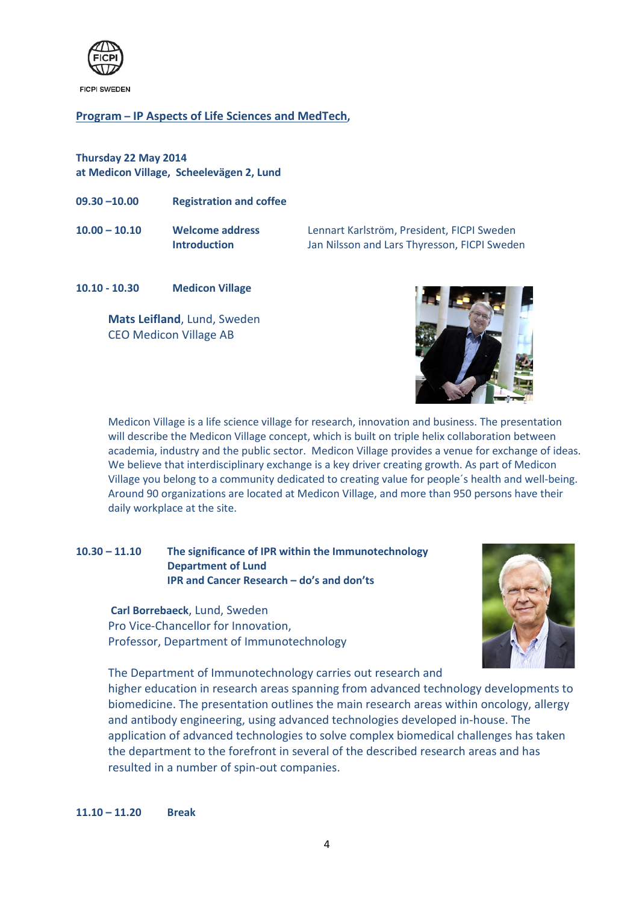FICPI SWEDEN

## Program – IP Aspects of Life Sciences and MedTech,

**Thursday 22 May 2014**
**at Medicon Village, Scheelevägen 2, Lund**

**09.30 –10.00** **Registration and coffee**

**10.00 – 10.10** **Welcome address** Lennart Karlström, President, FICPI Sweden
**Introduction** Jan Nilsson and Lars Thyresson, FICPI Sweden

**10.10 - 10.30** **Medicon Village**

**Mats Leifland**, Lund, Sweden
CEO Medicon Village AB

Medicon Village is a life science village for research, innovation and business. The presentation will describe the Medicon Village concept, which is built on triple helix collaboration between academia, industry and the public sector. Medicon Village provides a venue for exchange of ideas. We believe that interdisciplinary exchange is a key driver creating growth. As part of Medicon Village you belong to a community dedicated to creating value for people´s health and well-being. Around 90 organizations are located at Medicon Village, and more than 950 persons have their daily workplace at the site.

**10.30 – 11.10** **The significance of IPR within the Immunotechnology Department of Lund**
**IPR and Cancer Research – do's and don'ts**

**Carl Borrebaeck**, Lund, Sweden
Pro Vice-Chancellor for Innovation,
Professor, Department of Immunotechnology

The Department of Immunotechnology carries out research and higher education in research areas spanning from advanced technology developments to biomedicine. The presentation outlines the main research areas within oncology, allergy and antibody engineering, using advanced technologies developed in-house. The application of advanced technologies to solve complex biomedical challenges has taken the department to the forefront in several of the described research areas and has resulted in a number of spin-out companies.

**11.10 – 11.20** **Break**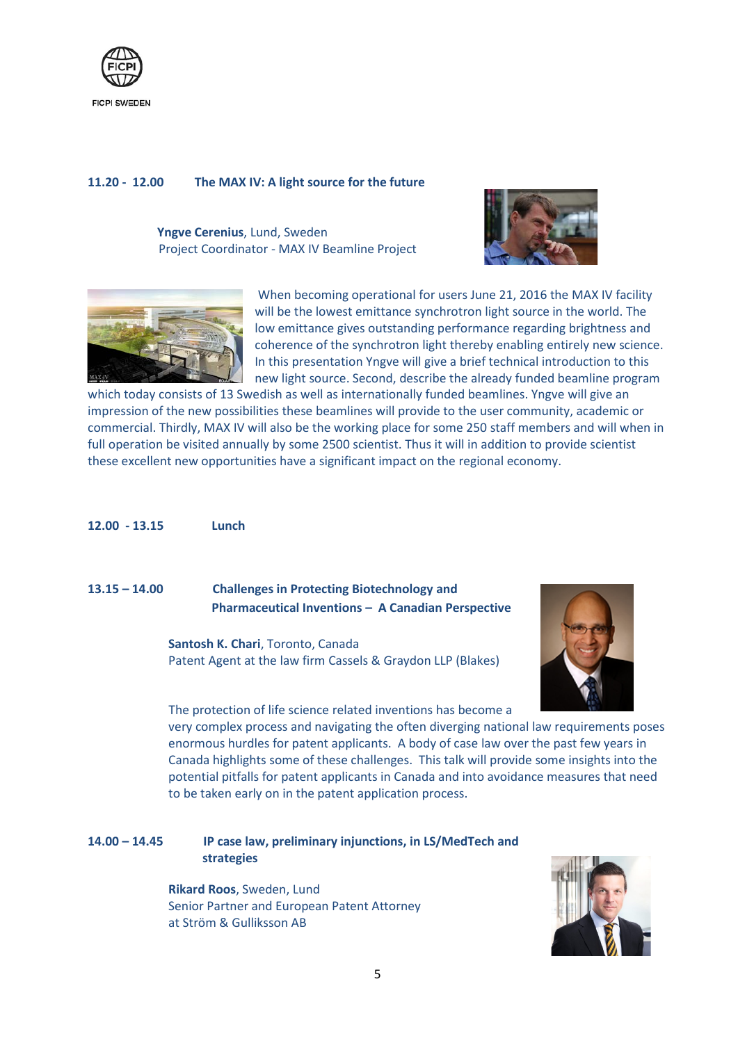FICPI SWEDEN

**11.20 - 12.00 The MAX IV: A light source for the future**

**Yngve Cerenius**, Lund, Sweden
Project Coordinator - MAX IV Beamline Project

When becoming operational for users June 21, 2016 the MAX IV facility will be the lowest emittance synchrotron light source in the world. The low emittance gives outstanding performance regarding brightness and coherence of the synchrotron light thereby enabling entirely new science. In this presentation Yngve will give a brief technical introduction to this new light source. Second, describe the already funded beamline program which today consists of 13 Swedish as well as internationally funded beamlines. Yngve will give an impression of the new possibilities these beamlines will provide to the user community, academic or commercial. Thirdly, MAX IV will also be the working place for some 250 staff members and will when in full operation be visited annually by some 2500 scientist. Thus it will in addition to provide scientist these excellent new opportunities have a significant impact on the regional economy.

**12.00 - 13.15 Lunch**

**13.15 – 14.00 Challenges in Protecting Biotechnology and Pharmaceutical Inventions – A Canadian Perspective**

**Santosh K. Chari**, Toronto, Canada
Patent Agent at the law firm Cassels & Graydon LLP (Blakes)

The protection of life science related inventions has become a very complex process and navigating the often diverging national law requirements poses enormous hurdles for patent applicants. A body of case law over the past few years in Canada highlights some of these challenges. This talk will provide some insights into the potential pitfalls for patent applicants in Canada and into avoidance measures that need to be taken early on in the patent application process.

**14.00 – 14.45 IP case law, preliminary injunctions, in LS/MedTech and strategies**

**Rikard Roos**, Sweden, Lund
Senior Partner and European Patent Attorney
at Ström & Gulliksson AB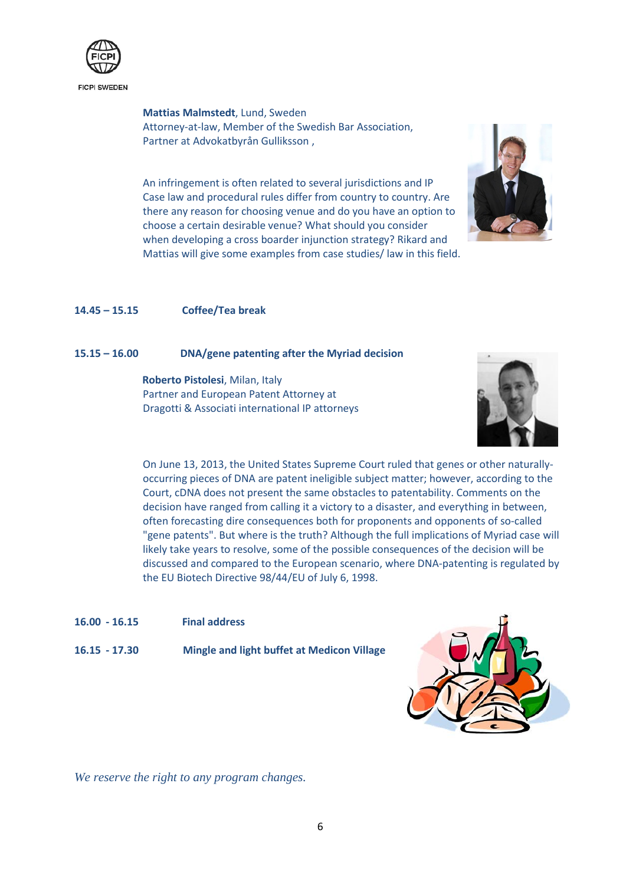**Mattias Malmstedt**, Lund, Sweden
Attorney-at-law, Member of the Swedish Bar Association,
Partner at Advokatbyrån Gulliksson ,

An infringement is often related to several jurisdictions and IP Case law and procedural rules differ from country to country. Are there any reason for choosing venue and do you have an option to choose a certain desirable venue? What should you consider when developing a cross boarder injunction strategy? Rikard and Mattias will give some examples from case studies/ law in this field.

**14.45 – 15.15** **Coffee/Tea break**

**15.15 – 16.00** **DNA/gene patenting after the Myriad decision**

**Roberto Pistolesi**, Milan, Italy
Partner and European Patent Attorney at
Dragotti & Associati international IP attorneys

On June 13, 2013, the United States Supreme Court ruled that genes or other naturally-occurring pieces of DNA are patent ineligible subject matter; however, according to the Court, cDNA does not present the same obstacles to patentability. Comments on the decision have ranged from calling it a victory to a disaster, and everything in between, often forecasting dire consequences both for proponents and opponents of so-called "gene patents". But where is the truth? Although the full implications of Myriad case will likely take years to resolve, some of the possible consequences of the decision will be discussed and compared to the European scenario, where DNA-patenting is regulated by the EU Biotech Directive 98/44/EU of July 6, 1998.

**16.00 - 16.15** **Final address**

**16.15 - 17.30** **Mingle and light buffet at Medicon Village**

*We reserve the right to any program changes.*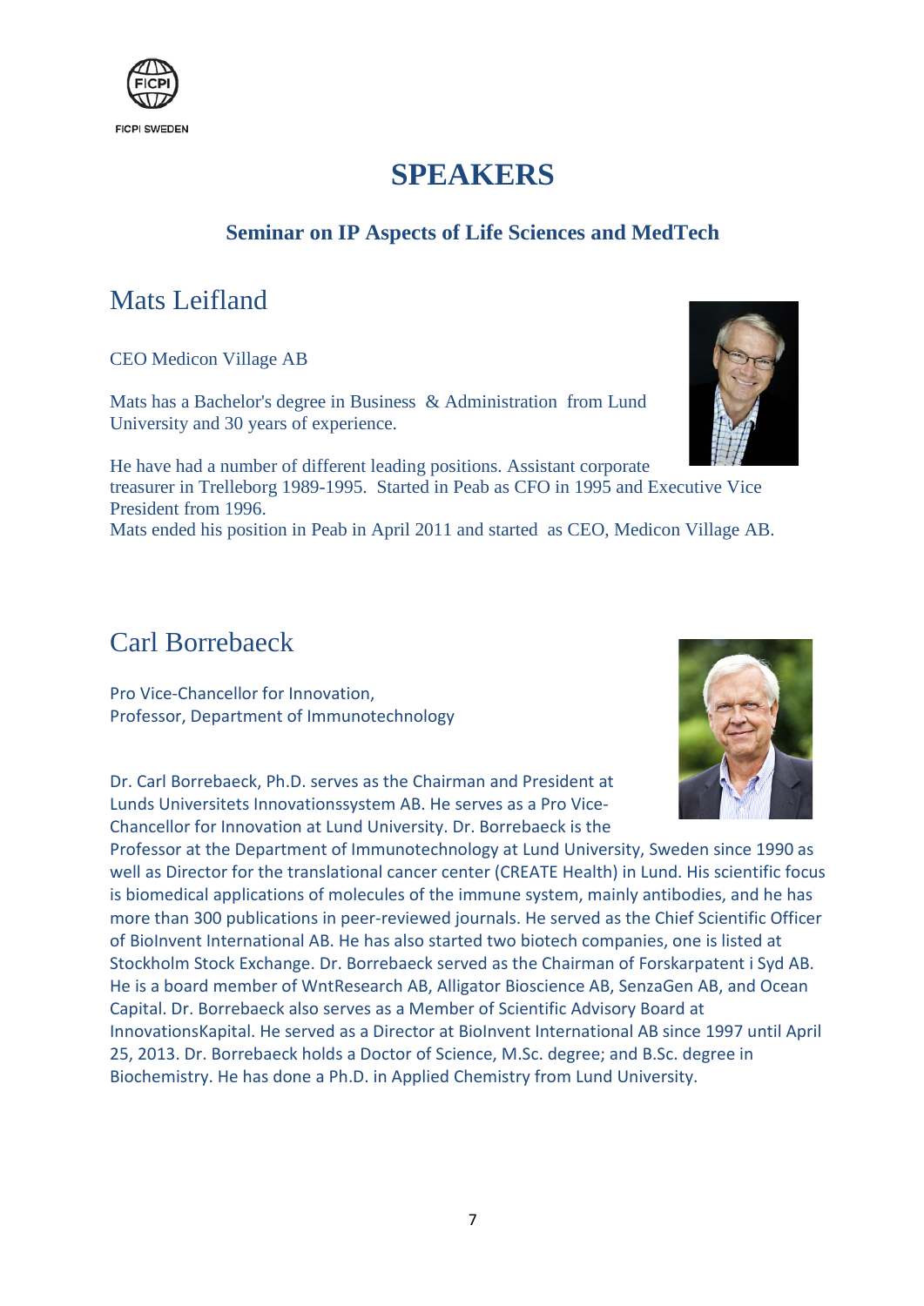# SPEAKERS

### Seminar on IP Aspects of Life Sciences and MedTech

## Mats Leifland

CEO Medicon Village AB

Mats has a Bachelor's degree in Business & Administration from Lund University and 30 years of experience.

He have had a number of different leading positions. Assistant corporate treasurer in Trelleborg 1989-1995. Started in Peab as CFO in 1995 and Executive Vice President from 1996.
Mats ended his position in Peab in April 2011 and started as CEO, Medicon Village AB.

## Carl Borrebaeck

Pro Vice-Chancellor for Innovation,
Professor, Department of Immunotechnology

Dr. Carl Borrebaeck, Ph.D. serves as the Chairman and President at Lunds Universitets Innovationssystem AB. He serves as a Pro Vice-Chancellor for Innovation at Lund University. Dr. Borrebaeck is the Professor at the Department of Immunotechnology at Lund University, Sweden since 1990 as well as Director for the translational cancer center (CREATE Health) in Lund. His scientific focus is biomedical applications of molecules of the immune system, mainly antibodies, and he has more than 300 publications in peer-reviewed journals. He served as the Chief Scientific Officer of BioInvent International AB. He has also started two biotech companies, one is listed at Stockholm Stock Exchange. Dr. Borrebaeck served as the Chairman of Forskarpatent i Syd AB. He is a board member of WntResearch AB, Alligator Bioscience AB, SenzaGen AB, and Ocean Capital. Dr. Borrebaeck also serves as a Member of Scientific Advisory Board at InnovationsKapital. He served as a Director at BioInvent International AB since 1997 until April 25, 2013. Dr. Borrebaeck holds a Doctor of Science, M.Sc. degree; and B.Sc. degree in Biochemistry. He has done a Ph.D. in Applied Chemistry from Lund University.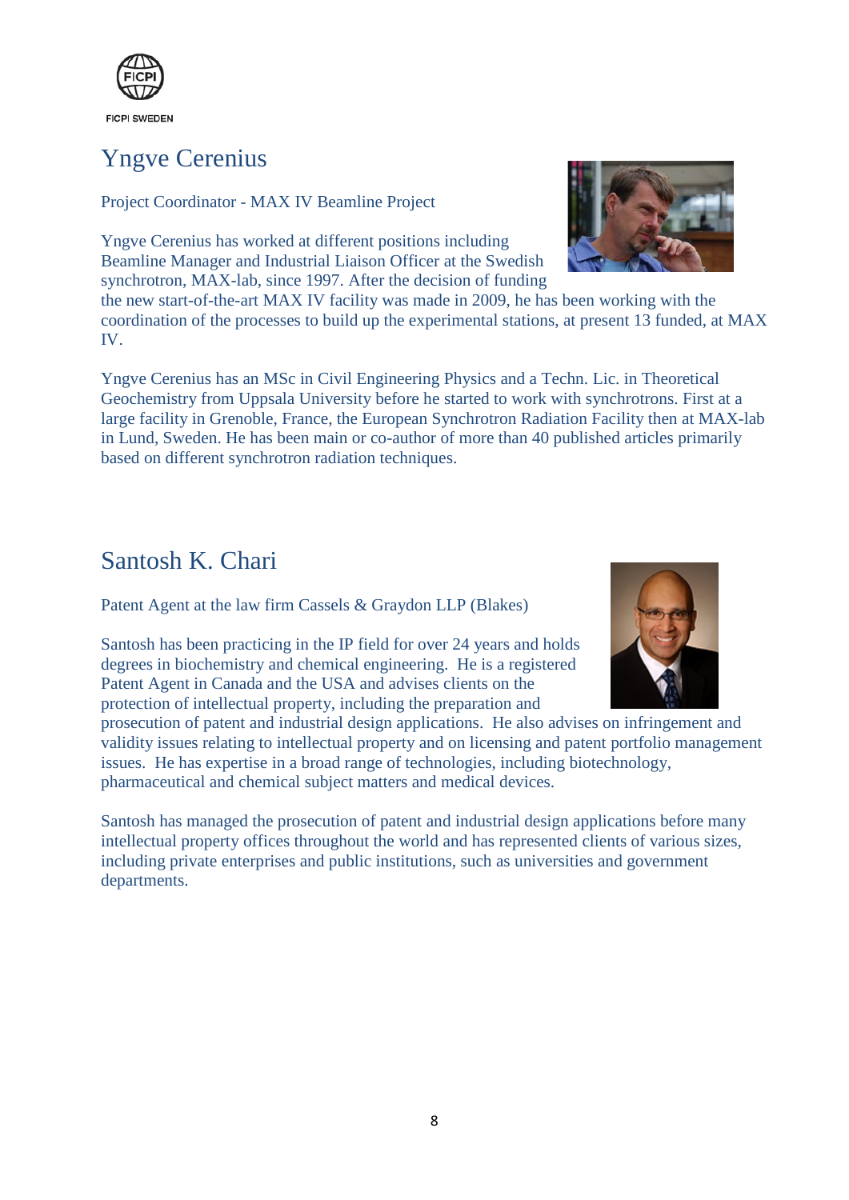FICPI SWEDEN

# Yngve Cerenius

Project Coordinator - MAX IV Beamline Project

Yngve Cerenius has worked at different positions including Beamline Manager and Industrial Liaison Officer at the Swedish synchrotron, MAX-lab, since 1997. After the decision of funding the new start-of-the-art MAX IV facility was made in 2009, he has been working with the coordination of the processes to build up the experimental stations, at present 13 funded, at MAX IV.

Yngve Cerenius has an MSc in Civil Engineering Physics and a Techn. Lic. in Theoretical Geochemistry from Uppsala University before he started to work with synchrotrons. First at a large facility in Grenoble, France, the European Synchrotron Radiation Facility then at MAX-lab in Lund, Sweden. He has been main or co-author of more than 40 published articles primarily based on different synchrotron radiation techniques.

# Santosh K. Chari

Patent Agent at the law firm Cassels & Graydon LLP (Blakes)

Santosh has been practicing in the IP field for over 24 years and holds degrees in biochemistry and chemical engineering. He is a registered Patent Agent in Canada and the USA and advises clients on the protection of intellectual property, including the preparation and prosecution of patent and industrial design applications. He also advises on infringement and validity issues relating to intellectual property and on licensing and patent portfolio management issues. He has expertise in a broad range of technologies, including biotechnology, pharmaceutical and chemical subject matters and medical devices.

Santosh has managed the prosecution of patent and industrial design applications before many intellectual property offices throughout the world and has represented clients of various sizes, including private enterprises and public institutions, such as universities and government departments.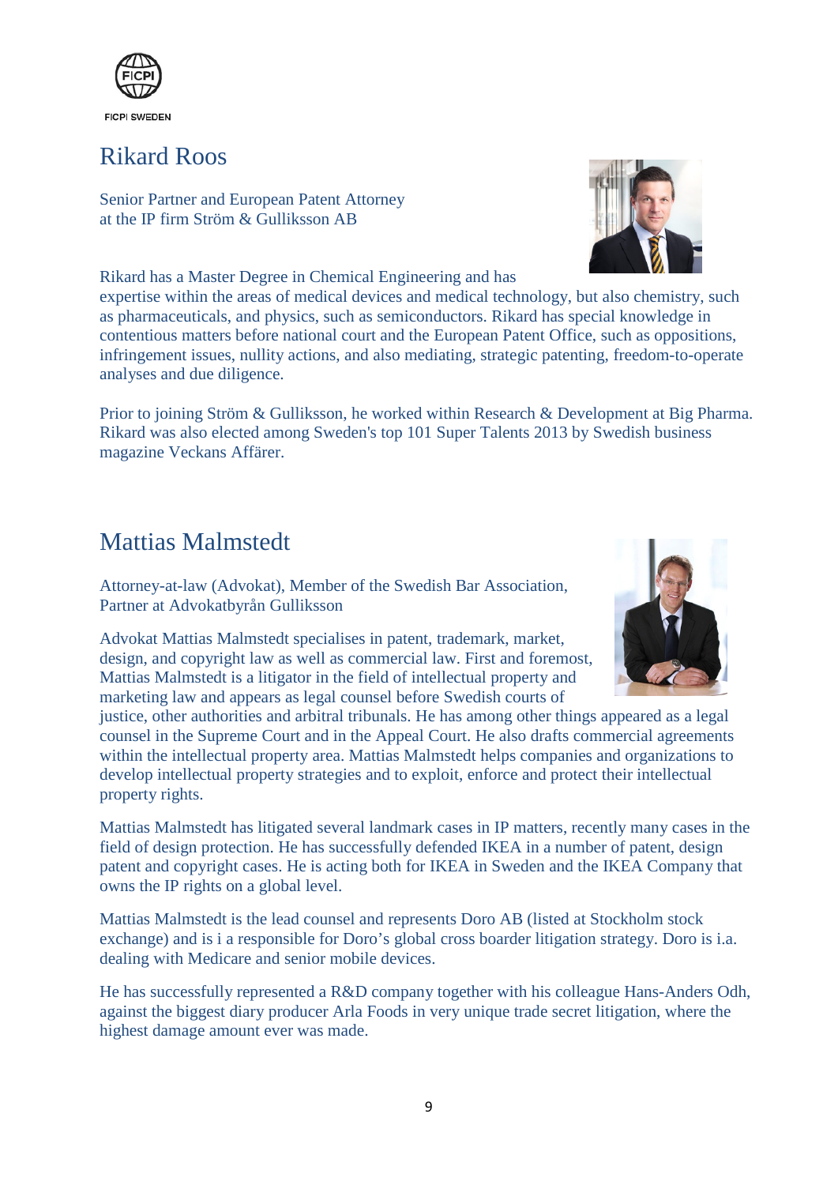FICPI SWEDEN

# Rikard Roos

Senior Partner and European Patent Attorney
at the IP firm Ström & Gulliksson AB

Rikard has a Master Degree in Chemical Engineering and has expertise within the areas of medical devices and medical technology, but also chemistry, such as pharmaceuticals, and physics, such as semiconductors. Rikard has special knowledge in contentious matters before national court and the European Patent Office, such as oppositions, infringement issues, nullity actions, and also mediating, strategic patenting, freedom-to-operate analyses and due diligence.

Prior to joining Ström & Gulliksson, he worked within Research & Development at Big Pharma. Rikard was also elected among Sweden's top 101 Super Talents 2013 by Swedish business magazine Veckans Affärer.

# Mattias Malmstedt

Attorney-at-law (Advokat), Member of the Swedish Bar Association,
Partner at Advokatbyrån Gulliksson

Advokat Mattias Malmstedt specialises in patent, trademark, market, design, and copyright law as well as commercial law. First and foremost, Mattias Malmstedt is a litigator in the field of intellectual property and marketing law and appears as legal counsel before Swedish courts of justice, other authorities and arbitral tribunals. He has among other things appeared as a legal counsel in the Supreme Court and in the Appeal Court. He also drafts commercial agreements within the intellectual property area. Mattias Malmstedt helps companies and organizations to develop intellectual property strategies and to exploit, enforce and protect their intellectual property rights.

Mattias Malmstedt has litigated several landmark cases in IP matters, recently many cases in the field of design protection. He has successfully defended IKEA in a number of patent, design patent and copyright cases. He is acting both for IKEA in Sweden and the IKEA Company that owns the IP rights on a global level.

Mattias Malmstedt is the lead counsel and represents Doro AB (listed at Stockholm stock exchange) and is i a responsible for Doro's global cross boarder litigation strategy. Doro is i.a. dealing with Medicare and senior mobile devices.

He has successfully represented a R&D company together with his colleague Hans-Anders Odh, against the biggest diary producer Arla Foods in very unique trade secret litigation, where the highest damage amount ever was made.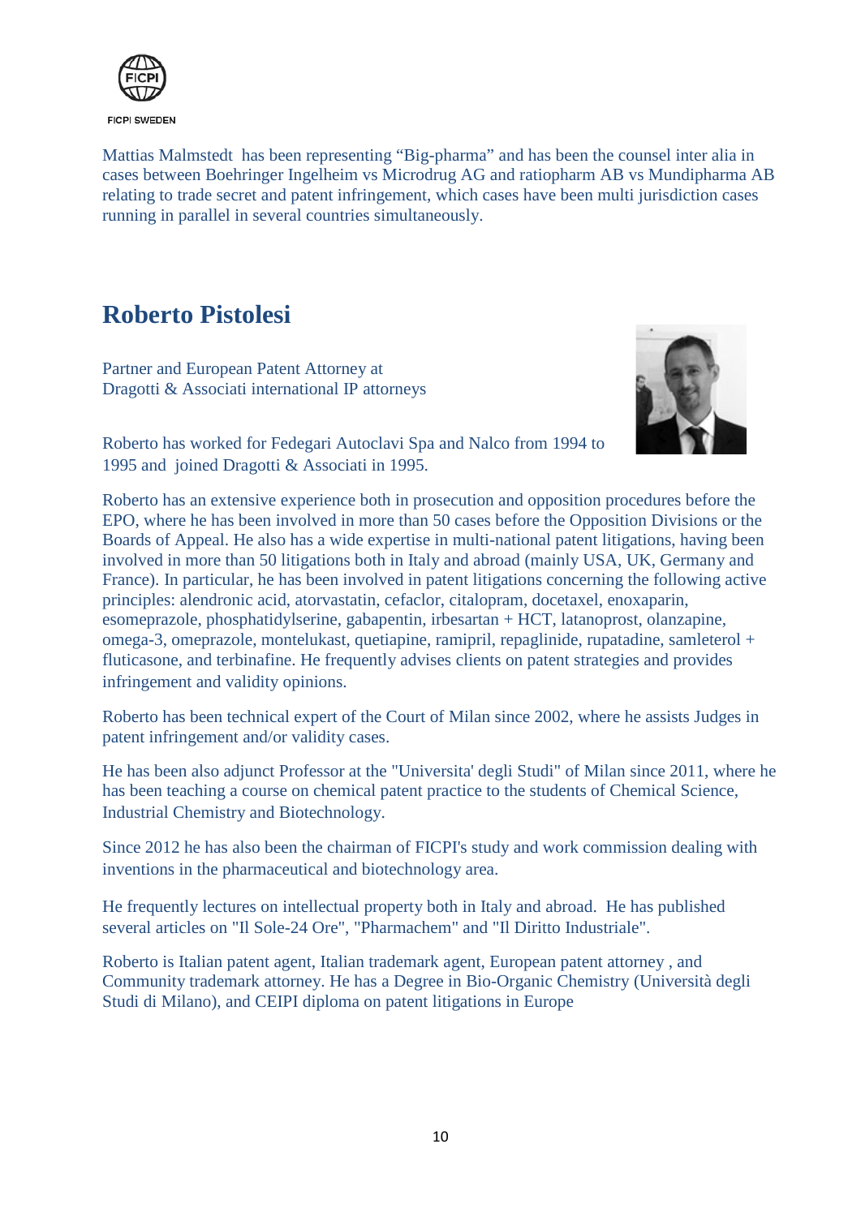Mattias Malmstedt has been representing "Big-pharma" and has been the counsel inter alia in cases between Boehringer Ingelheim vs Microdrug AG and ratiopharm AB vs Mundipharma AB relating to trade secret and patent infringement, which cases have been multi jurisdiction cases running in parallel in several countries simultaneously.

# Roberto Pistolesi

Partner and European Patent Attorney at
Dragotti & Associati international IP attorneys

Roberto has worked for Fedegari Autoclavi Spa and Nalco from 1994 to 1995 and joined Dragotti & Associati in 1995.

Roberto has an extensive experience both in prosecution and opposition procedures before the EPO, where he has been involved in more than 50 cases before the Opposition Divisions or the Boards of Appeal. He also has a wide expertise in multi-national patent litigations, having been involved in more than 50 litigations both in Italy and abroad (mainly USA, UK, Germany and France). In particular, he has been involved in patent litigations concerning the following active principles: alendronic acid, atorvastatin, cefaclor, citalopram, docetaxel, enoxaparin, esomeprazole, phosphatidylserine, gabapentin, irbesartan + HCT, latanoprost, olanzapine, omega-3, omeprazole, montelukast, quetiapine, ramipril, repaglinide, rupatadine, samleterol + fluticasone, and terbinafine. He frequently advises clients on patent strategies and provides infringement and validity opinions.

Roberto has been technical expert of the Court of Milan since 2002, where he assists Judges in patent infringement and/or validity cases.

He has been also adjunct Professor at the "Universita' degli Studi" of Milan since 2011, where he has been teaching a course on chemical patent practice to the students of Chemical Science, Industrial Chemistry and Biotechnology.

Since 2012 he has also been the chairman of FICPI's study and work commission dealing with inventions in the pharmaceutical and biotechnology area.

He frequently lectures on intellectual property both in Italy and abroad. He has published several articles on "Il Sole-24 Ore", "Pharmachem" and "Il Diritto Industriale".

Roberto is Italian patent agent, Italian trademark agent, European patent attorney , and Community trademark attorney. He has a Degree in Bio-Organic Chemistry (Università degli Studi di Milano), and CEIPI diploma on patent litigations in Europe